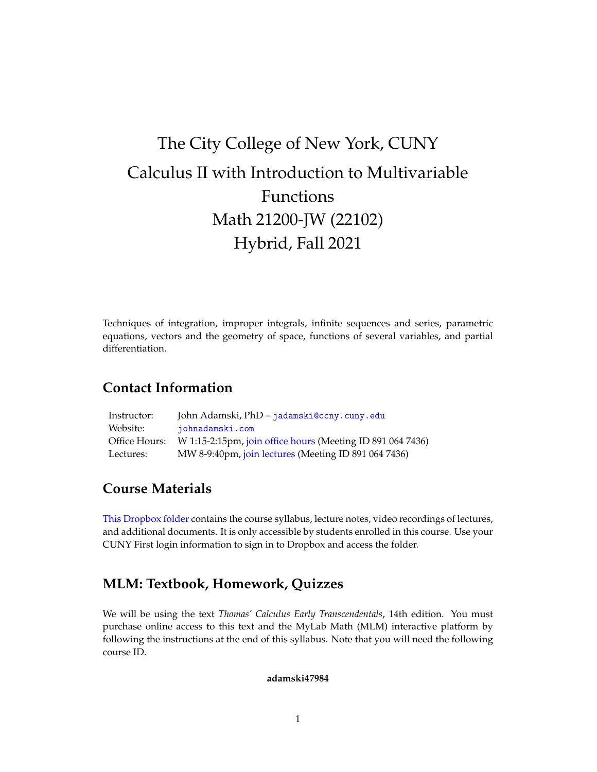# The City College of New York, CUNY
# Calculus II with Introduction to Multivariable Functions
# Math 21200-JW (22102)
# Hybrid, Fall 2021

Techniques of integration, improper integrals, infinite sequences and series, parametric equations, vectors and the geometry of space, functions of several variables, and partial differentiation.

## Contact Information

| | |
|---|---|
| Instructor: | John Adamski, PhD – `jadamski@ccny.cuny.edu` |
| Website: | `johnadamski.com` |
| Office Hours: | W 1:15-2:15pm, join office hours (Meeting ID 891 064 7436) |
| Lectures: | MW 8-9:40pm, join lectures (Meeting ID 891 064 7436) |

## Course Materials

This Dropbox folder contains the course syllabus, lecture notes, video recordings of lectures, and additional documents. It is only accessible by students enrolled in this course. Use your CUNY First login information to sign in to Dropbox and access the folder.

## MLM: Textbook, Homework, Quizzes

We will be using the text *Thomas' Calculus Early Transcendentals*, 14th edition. You must purchase online access to this text and the MyLab Math (MLM) interactive platform by following the instructions at the end of this syllabus. Note that you will need the following course ID.

**adamski47984**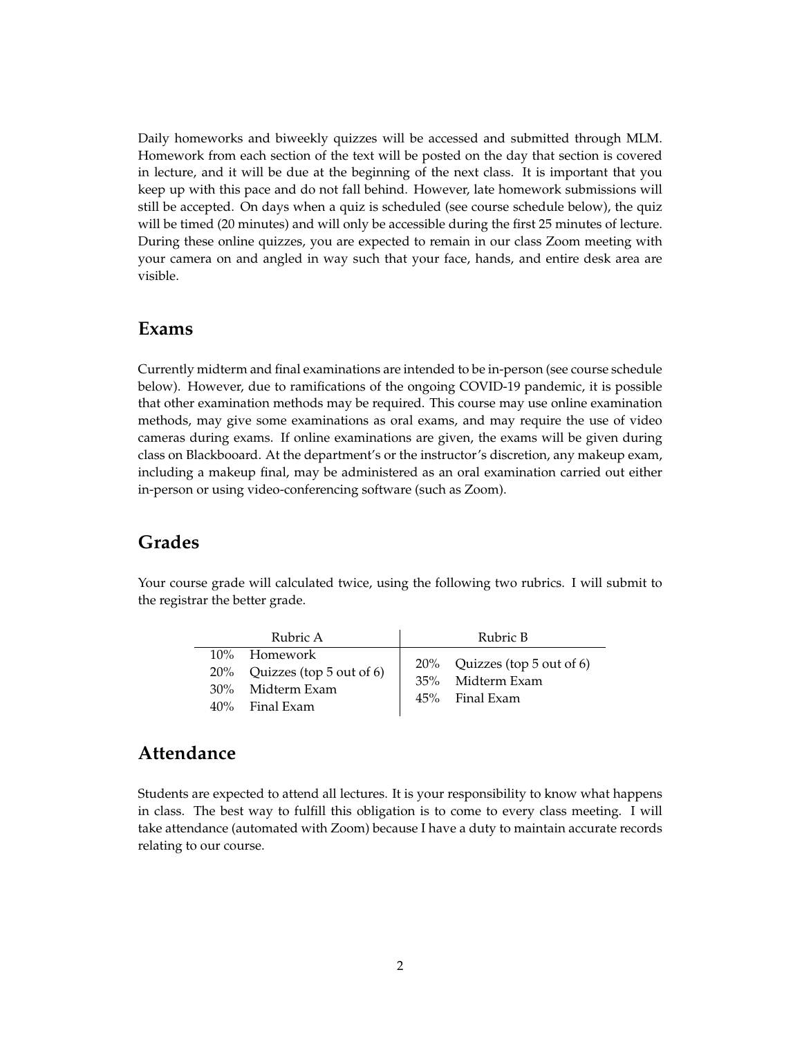Daily homeworks and biweekly quizzes will be accessed and submitted through MLM. Homework from each section of the text will be posted on the day that section is covered in lecture, and it will be due at the beginning of the next class. It is important that you keep up with this pace and do not fall behind. However, late homework submissions will still be accepted. On days when a quiz is scheduled (see course schedule below), the quiz will be timed (20 minutes) and will only be accessible during the first 25 minutes of lecture. During these online quizzes, you are expected to remain in our class Zoom meeting with your camera on and angled in way such that your face, hands, and entire desk area are visible.

## Exams

Currently midterm and final examinations are intended to be in-person (see course schedule below). However, due to ramifications of the ongoing COVID-19 pandemic, it is possible that other examination methods may be required. This course may use online examination methods, may give some examinations as oral exams, and may require the use of video cameras during exams. If online examinations are given, the exams will be given during class on Blackbooard. At the department's or the instructor's discretion, any makeup exam, including a makeup final, may be administered as an oral examination carried out either in-person or using video-conferencing software (such as Zoom).

## Grades

Your course grade will calculated twice, using the following two rubrics. I will submit to the registrar the better grade.

| Rubric A | Rubric B |
|---|---|
| 10% Homework<br>20% Quizzes (top 5 out of 6)<br>30% Midterm Exam<br>40% Final Exam | 20% Quizzes (top 5 out of 6)<br>35% Midterm Exam<br>45% Final Exam |

## Attendance

Students are expected to attend all lectures. It is your responsibility to know what happens in class. The best way to fulfill this obligation is to come to every class meeting. I will take attendance (automated with Zoom) because I have a duty to maintain accurate records relating to our course.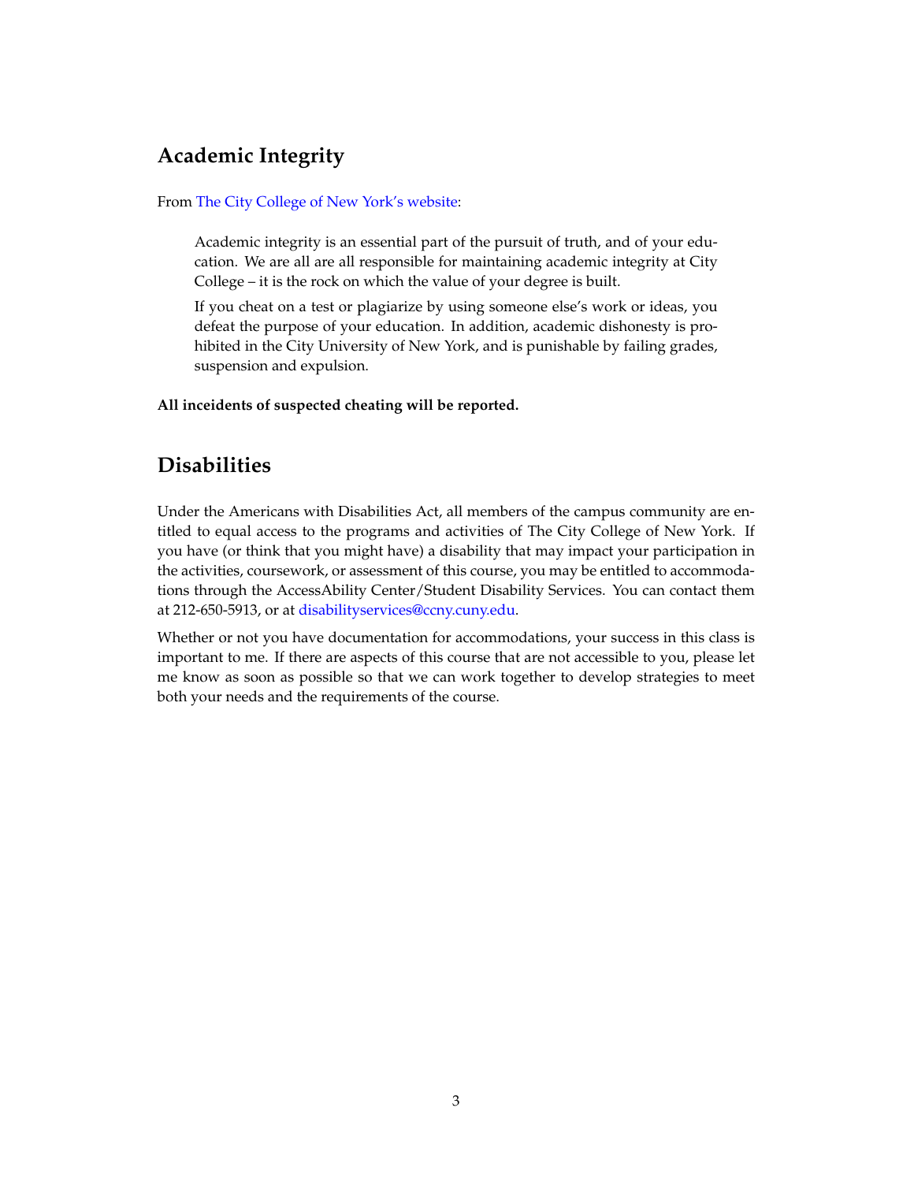## Academic Integrity

From [The City College of New York's website](#):

> Academic integrity is an essential part of the pursuit of truth, and of your education. We are all are all responsible for maintaining academic integrity at City College – it is the rock on which the value of your degree is built.
>
> If you cheat on a test or plagiarize by using someone else's work or ideas, you defeat the purpose of your education. In addition, academic dishonesty is prohibited in the City University of New York, and is punishable by failing grades, suspension and expulsion.

**All inceidents of suspected cheating will be reported.**

## Disabilities

Under the Americans with Disabilities Act, all members of the campus community are entitled to equal access to the programs and activities of The City College of New York. If you have (or think that you might have) a disability that may impact your participation in the activities, coursework, or assessment of this course, you may be entitled to accommodations through the AccessAbility Center/Student Disability Services. You can contact them at 212-650-5913, or at disabilityservices@ccny.cuny.edu.

Whether or not you have documentation for accommodations, your success in this class is important to me. If there are aspects of this course that are not accessible to you, please let me know as soon as possible so that we can work together to develop strategies to meet both your needs and the requirements of the course.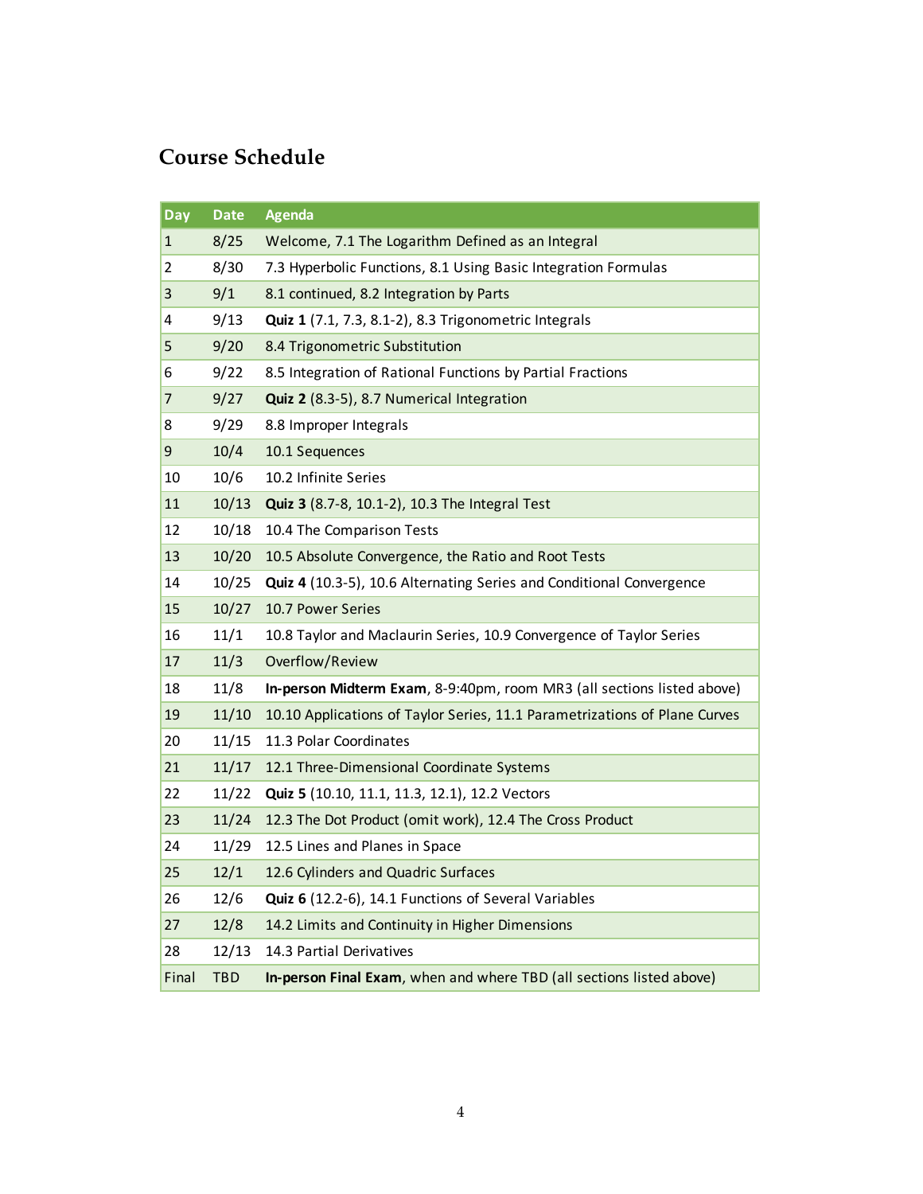## Course Schedule

| Day | Date | Agenda |
|---|---|---|
| 1 | 8/25 | Welcome, 7.1 The Logarithm Defined as an Integral |
| 2 | 8/30 | 7.3 Hyperbolic Functions, 8.1 Using Basic Integration Formulas |
| 3 | 9/1 | 8.1 continued, 8.2 Integration by Parts |
| 4 | 9/13 | **Quiz 1** (7.1, 7.3, 8.1-2), 8.3 Trigonometric Integrals |
| 5 | 9/20 | 8.4 Trigonometric Substitution |
| 6 | 9/22 | 8.5 Integration of Rational Functions by Partial Fractions |
| 7 | 9/27 | **Quiz 2** (8.3-5), 8.7 Numerical Integration |
| 8 | 9/29 | 8.8 Improper Integrals |
| 9 | 10/4 | 10.1 Sequences |
| 10 | 10/6 | 10.2 Infinite Series |
| 11 | 10/13 | **Quiz 3** (8.7-8, 10.1-2), 10.3 The Integral Test |
| 12 | 10/18 | 10.4 The Comparison Tests |
| 13 | 10/20 | 10.5 Absolute Convergence, the Ratio and Root Tests |
| 14 | 10/25 | **Quiz 4** (10.3-5), 10.6 Alternating Series and Conditional Convergence |
| 15 | 10/27 | 10.7 Power Series |
| 16 | 11/1 | 10.8 Taylor and Maclaurin Series, 10.9 Convergence of Taylor Series |
| 17 | 11/3 | Overflow/Review |
| 18 | 11/8 | **In-person Midterm Exam**, 8-9:40pm, room MR3 (all sections listed above) |
| 19 | 11/10 | 10.10 Applications of Taylor Series, 11.1 Parametrizations of Plane Curves |
| 20 | 11/15 | 11.3 Polar Coordinates |
| 21 | 11/17 | 12.1 Three-Dimensional Coordinate Systems |
| 22 | 11/22 | **Quiz 5** (10.10, 11.1, 11.3, 12.1), 12.2 Vectors |
| 23 | 11/24 | 12.3 The Dot Product (omit work), 12.4 The Cross Product |
| 24 | 11/29 | 12.5 Lines and Planes in Space |
| 25 | 12/1 | 12.6 Cylinders and Quadric Surfaces |
| 26 | 12/6 | **Quiz 6** (12.2-6), 14.1 Functions of Several Variables |
| 27 | 12/8 | 14.2 Limits and Continuity in Higher Dimensions |
| 28 | 12/13 | 14.3 Partial Derivatives |
| Final | TBD | **In-person Final Exam**, when and where TBD (all sections listed above) |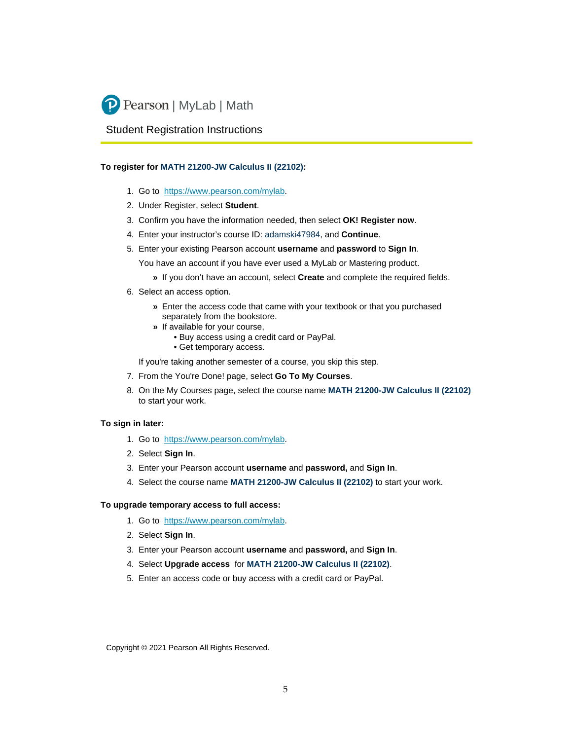# Pearson | MyLab | Math

## Student Registration Instructions

**To register for MATH 21200-JW Calculus II (22102):**

1. Go to https://www.pearson.com/mylab.
2. Under Register, select **Student**.
3. Confirm you have the information needed, then select **OK! Register now**.
4. Enter your instructor's course ID: adamski47984, and **Continue**.
5. Enter your existing Pearson account **username** and **password** to **Sign In**.

   You have an account if you have ever used a MyLab or Mastering product.

   » If you don't have an account, select **Create** and complete the required fields.
6. Select an access option.

   » Enter the access code that came with your textbook or that you purchased separately from the bookstore.

   » If available for your course,
   - Buy access using a credit card or PayPal.
   - Get temporary access.

   If you're taking another semester of a course, you skip this step.
7. From the You're Done! page, select **Go To My Courses**.
8. On the My Courses page, select the course name **MATH 21200-JW Calculus II (22102)** to start your work.

**To sign in later:**

1. Go to https://www.pearson.com/mylab.
2. Select **Sign In**.
3. Enter your Pearson account **username** and **password,** and **Sign In**.
4. Select the course name **MATH 21200-JW Calculus II (22102)** to start your work.

**To upgrade temporary access to full access:**

1. Go to https://www.pearson.com/mylab.
2. Select **Sign In**.
3. Enter your Pearson account **username** and **password,** and **Sign In**.
4. Select **Upgrade access** for **MATH 21200-JW Calculus II (22102)**.
5. Enter an access code or buy access with a credit card or PayPal.

Copyright © 2021 Pearson All Rights Reserved.